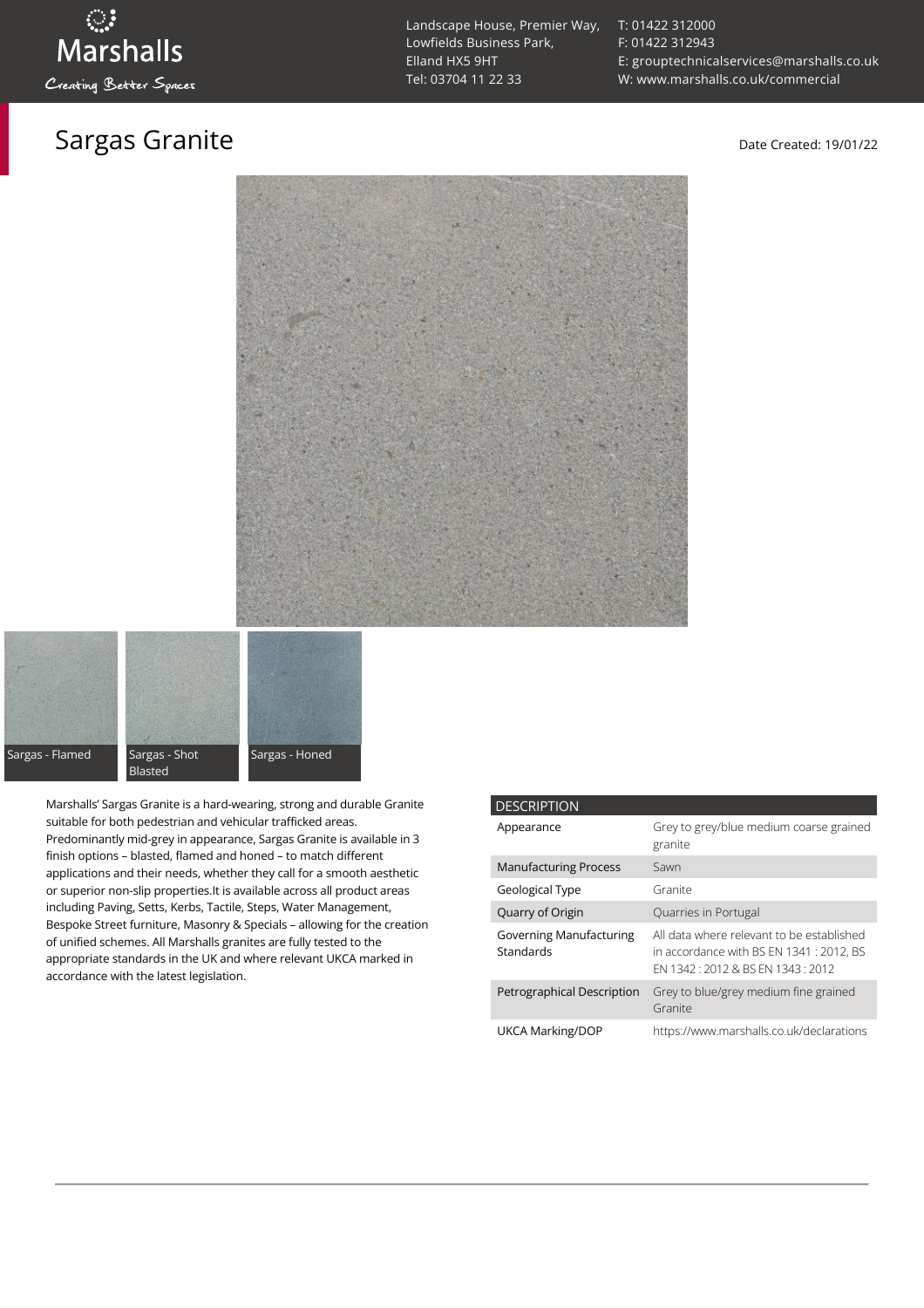Marshalls

Creating Better Spaces

Landscape House, Premier Way,
Lowfields Business Park,
Elland HX5 9HT
Tel: 03704 11 22 33

T: 01422 312000
F: 01422 312943
E: grouptechnicalservices@marshalls.co.uk
W: www.marshalls.co.uk/commercial

# Sargas Granite

Date Created: 19/01/22

Sargas - Flamed

Sargas - Shot Blasted

Sargas - Honed

Marshalls' Sargas Granite is a hard-wearing, strong and durable Granite suitable for both pedestrian and vehicular trafficked areas. Predominantly mid-grey in appearance, Sargas Granite is available in 3 finish options – blasted, flamed and honed – to match different applications and their needs, whether they call for a smooth aesthetic or superior non-slip properties.It is available across all product areas including Paving, Setts, Kerbs, Tactile, Steps, Water Management, Bespoke Street furniture, Masonry & Specials – allowing for the creation of unified schemes. All Marshalls granites are fully tested to the appropriate standards in the UK and where relevant UKCA marked in accordance with the latest legislation.

| DESCRIPTION | |
|---|---|
| Appearance | Grey to grey/blue medium coarse grained granite |
| Manufacturing Process | Sawn |
| Geological Type | Granite |
| Quarry of Origin | Quarries in Portugal |
| Governing Manufacturing Standards | All data where relevant to be established in accordance with BS EN 1341 : 2012, BS EN 1342 : 2012 & BS EN 1343 : 2012 |
| Petrographical Description | Grey to blue/grey medium fine grained Granite |
| UKCA Marking/DOP | https://www.marshalls.co.uk/declarations |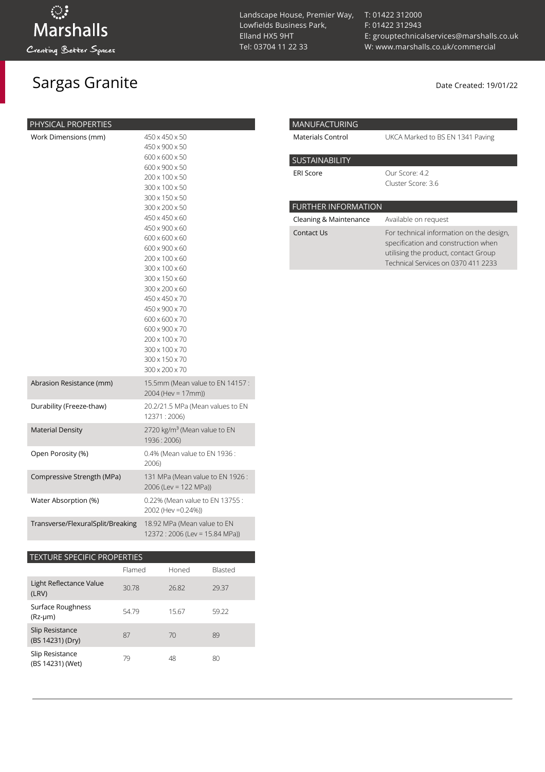Marshalls
Creating Better Spaces

Landscape House, Premier Way, Lowfields Business Park, Elland HX5 9HT
Tel: 03704 11 22 33

T: 01422 312000
F: 01422 312943
E: grouptechnicalservices@marshalls.co.uk
W: www.marshalls.co.uk/commercial

# Sargas Granite

Date Created: 19/01/22

| PHYSICAL PROPERTIES | |
|---|---|
| Work Dimensions (mm) | 450 x 450 x 50<br>450 x 900 x 50<br>600 x 600 x 50<br>600 x 900 x 50<br>200 x 100 x 50<br>300 x 100 x 50<br>300 x 150 x 50<br>300 x 200 x 50<br>450 x 450 x 60<br>450 x 900 x 60<br>600 x 600 x 60<br>600 x 900 x 60<br>200 x 100 x 60<br>300 x 100 x 60<br>300 x 150 x 60<br>300 x 200 x 60<br>450 x 450 x 70<br>450 x 900 x 70<br>600 x 600 x 70<br>600 x 900 x 70<br>200 x 100 x 70<br>300 x 100 x 70<br>300 x 150 x 70<br>300 x 200 x 70 |
| Abrasion Resistance (mm) | 15.5mm (Mean value to EN 14157 : 2004 (Hev = 17mm)) |
| Durability (Freeze-thaw) | 20.2/21.5 MPa (Mean values to EN 12371 : 2006) |
| Material Density | 2720 kg/m³ (Mean value to EN 1936 : 2006) |
| Open Porosity (%) | 0.4% (Mean value to EN 1936 : 2006) |
| Compressive Strength (MPa) | 131 MPa (Mean value to EN 1926 : 2006 (Lev = 122 MPa)) |
| Water Absorption (%) | 0.22% (Mean value to EN 13755 : 2002 (Hev =0.24%)) |
| Transverse/FlexuralSplit/Breaking | 18.92 MPa (Mean value to EN 12372 : 2006 (Lev = 15.84 MPa)) |

| TEXTURE SPECIFIC PROPERTIES | Flamed | Honed | Blasted |
|---|---|---|---|
| Light Reflectance Value (LRV) | 30.78 | 26.82 | 29.37 |
| Surface Roughness (Rz-μm) | 54.79 | 15.67 | 59.22 |
| Slip Resistance (BS 14231) (Dry) | 87 | 70 | 89 |
| Slip Resistance (BS 14231) (Wet) | 79 | 48 | 80 |

| MANUFACTURING | |
|---|---|
| Materials Control | UKCA Marked to BS EN 1341 Paving |

| SUSTAINABILITY | |
|---|---|
| ERI Score | Our Score: 4.2<br>Cluster Score: 3.6 |

| FURTHER INFORMATION | |
|---|---|
| Cleaning & Maintenance | Available on request |
| Contact Us | For technical information on the design, specification and construction when utilising the product, contact Group Technical Services on 0370 411 2233 |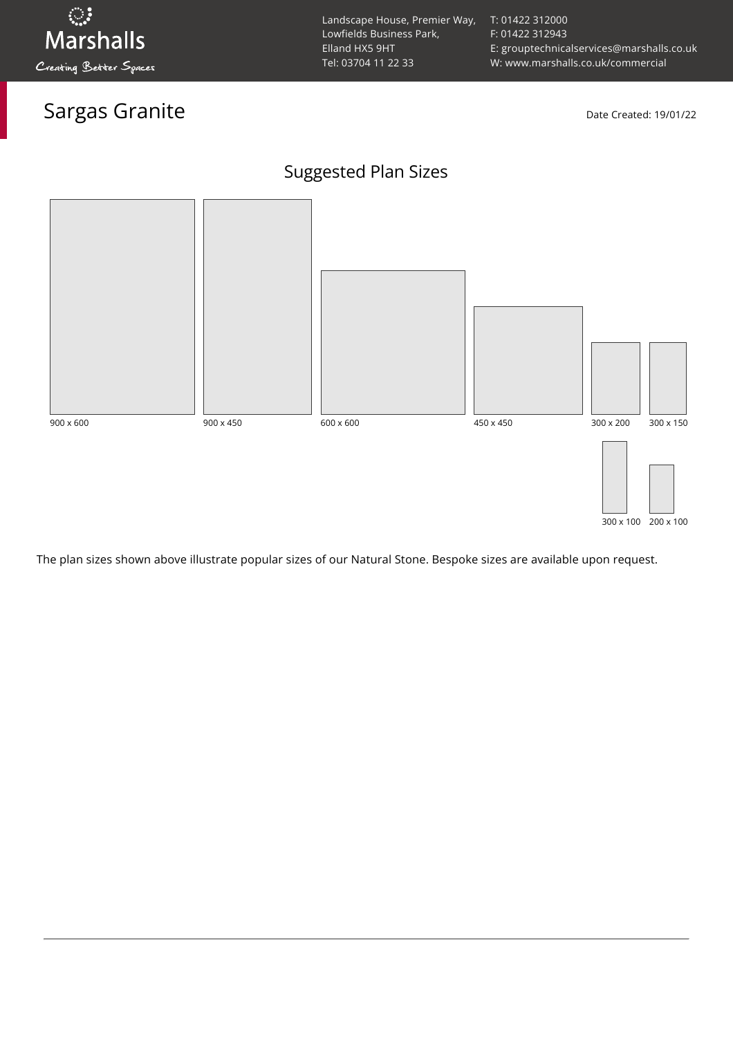# Sargas Granite

Date Created: 19/01/22

## Suggested Plan Sizes

900 x 600

900 x 450

600 x 600

450 x 450

300 x 200

300 x 150

300 x 100

200 x 100

The plan sizes shown above illustrate popular sizes of our Natural Stone. Bespoke sizes are available upon request.